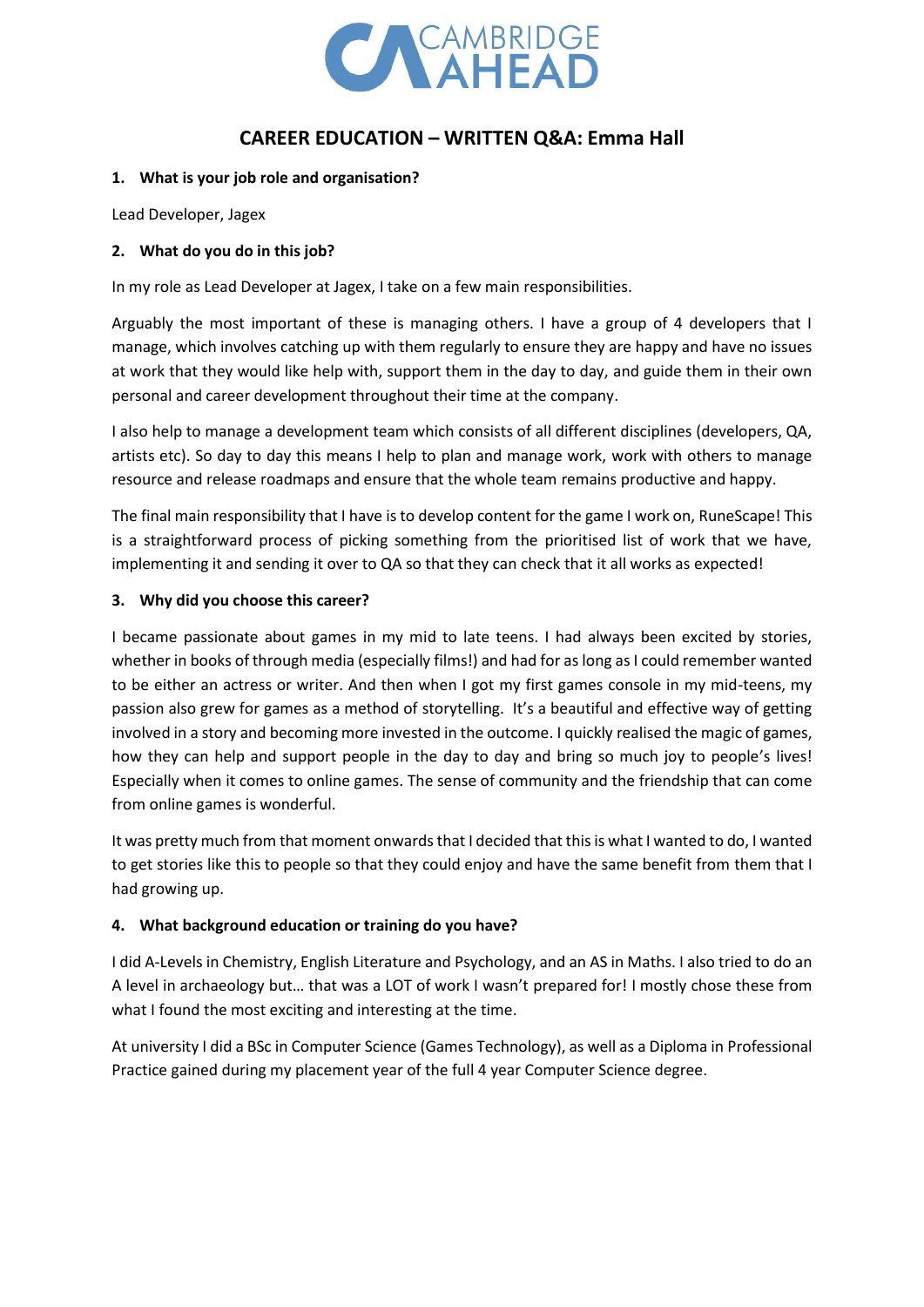CAMBRIDGE AHEAD

## CAREER EDUCATION – WRITTEN Q&A: Emma Hall

**1. What is your job role and organisation?**

Lead Developer, Jagex

**2. What do you do in this job?**

In my role as Lead Developer at Jagex, I take on a few main responsibilities.

Arguably the most important of these is managing others. I have a group of 4 developers that I manage, which involves catching up with them regularly to ensure they are happy and have no issues at work that they would like help with, support them in the day to day, and guide them in their own personal and career development throughout their time at the company.

I also help to manage a development team which consists of all different disciplines (developers, QA, artists etc). So day to day this means I help to plan and manage work, work with others to manage resource and release roadmaps and ensure that the whole team remains productive and happy.

The final main responsibility that I have is to develop content for the game I work on, RuneScape! This is a straightforward process of picking something from the prioritised list of work that we have, implementing it and sending it over to QA so that they can check that it all works as expected!

**3. Why did you choose this career?**

I became passionate about games in my mid to late teens. I had always been excited by stories, whether in books of through media (especially films!) and had for as long as I could remember wanted to be either an actress or writer. And then when I got my first games console in my mid-teens, my passion also grew for games as a method of storytelling. It's a beautiful and effective way of getting involved in a story and becoming more invested in the outcome. I quickly realised the magic of games, how they can help and support people in the day to day and bring so much joy to people's lives! Especially when it comes to online games. The sense of community and the friendship that can come from online games is wonderful.

It was pretty much from that moment onwards that I decided that this is what I wanted to do, I wanted to get stories like this to people so that they could enjoy and have the same benefit from them that I had growing up.

**4. What background education or training do you have?**

I did A-Levels in Chemistry, English Literature and Psychology, and an AS in Maths. I also tried to do an A level in archaeology but… that was a LOT of work I wasn't prepared for! I mostly chose these from what I found the most exciting and interesting at the time.

At university I did a BSc in Computer Science (Games Technology), as well as a Diploma in Professional Practice gained during my placement year of the full 4 year Computer Science degree.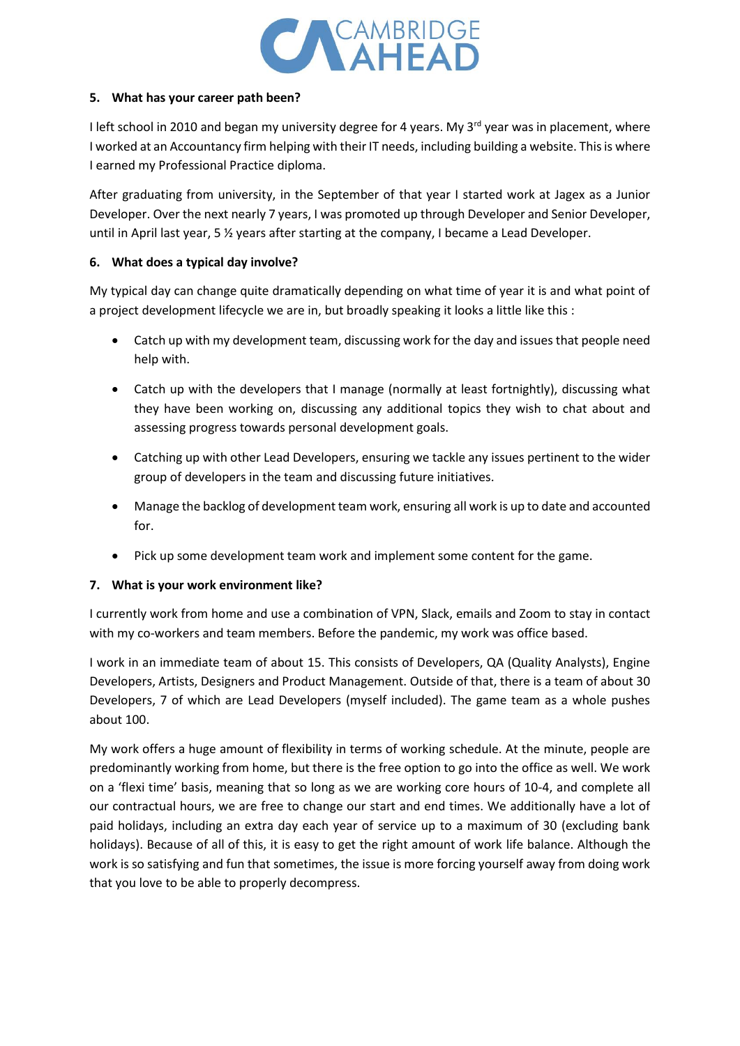**5. What has your career path been?**

I left school in 2010 and began my university degree for 4 years. My 3rd year was in placement, where I worked at an Accountancy firm helping with their IT needs, including building a website. This is where I earned my Professional Practice diploma.

After graduating from university, in the September of that year I started work at Jagex as a Junior Developer. Over the next nearly 7 years, I was promoted up through Developer and Senior Developer, until in April last year, 5 ½ years after starting at the company, I became a Lead Developer.

**6. What does a typical day involve?**

My typical day can change quite dramatically depending on what time of year it is and what point of a project development lifecycle we are in, but broadly speaking it looks a little like this :

- Catch up with my development team, discussing work for the day and issues that people need help with.
- Catch up with the developers that I manage (normally at least fortnightly), discussing what they have been working on, discussing any additional topics they wish to chat about and assessing progress towards personal development goals.
- Catching up with other Lead Developers, ensuring we tackle any issues pertinent to the wider group of developers in the team and discussing future initiatives.
- Manage the backlog of development team work, ensuring all work is up to date and accounted for.
- Pick up some development team work and implement some content for the game.

**7. What is your work environment like?**

I currently work from home and use a combination of VPN, Slack, emails and Zoom to stay in contact with my co-workers and team members. Before the pandemic, my work was office based.

I work in an immediate team of about 15. This consists of Developers, QA (Quality Analysts), Engine Developers, Artists, Designers and Product Management. Outside of that, there is a team of about 30 Developers, 7 of which are Lead Developers (myself included). The game team as a whole pushes about 100.

My work offers a huge amount of flexibility in terms of working schedule. At the minute, people are predominantly working from home, but there is the free option to go into the office as well. We work on a 'flexi time' basis, meaning that so long as we are working core hours of 10-4, and complete all our contractual hours, we are free to change our start and end times. We additionally have a lot of paid holidays, including an extra day each year of service up to a maximum of 30 (excluding bank holidays). Because of all of this, it is easy to get the right amount of work life balance. Although the work is so satisfying and fun that sometimes, the issue is more forcing yourself away from doing work that you love to be able to properly decompress.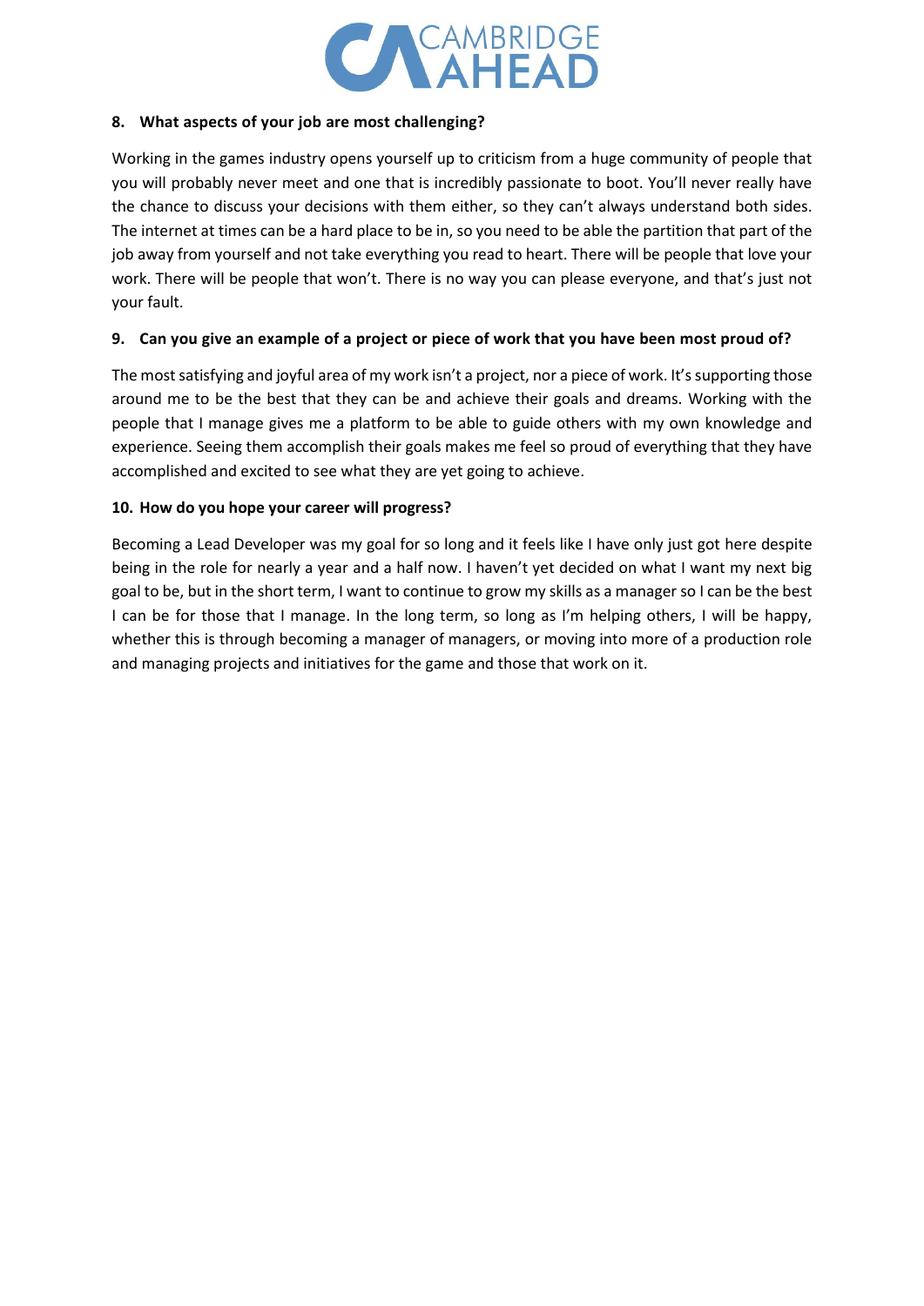**8. What aspects of your job are most challenging?**

Working in the games industry opens yourself up to criticism from a huge community of people that you will probably never meet and one that is incredibly passionate to boot. You'll never really have the chance to discuss your decisions with them either, so they can't always understand both sides. The internet at times can be a hard place to be in, so you need to be able the partition that part of the job away from yourself and not take everything you read to heart. There will be people that love your work. There will be people that won't. There is no way you can please everyone, and that's just not your fault.

**9. Can you give an example of a project or piece of work that you have been most proud of?**

The most satisfying and joyful area of my work isn't a project, nor a piece of work. It's supporting those around me to be the best that they can be and achieve their goals and dreams. Working with the people that I manage gives me a platform to be able to guide others with my own knowledge and experience. Seeing them accomplish their goals makes me feel so proud of everything that they have accomplished and excited to see what they are yet going to achieve.

**10. How do you hope your career will progress?**

Becoming a Lead Developer was my goal for so long and it feels like I have only just got here despite being in the role for nearly a year and a half now. I haven't yet decided on what I want my next big goal to be, but in the short term, I want to continue to grow my skills as a manager so I can be the best I can be for those that I manage. In the long term, so long as I'm helping others, I will be happy, whether this is through becoming a manager of managers, or moving into more of a production role and managing projects and initiatives for the game and those that work on it.